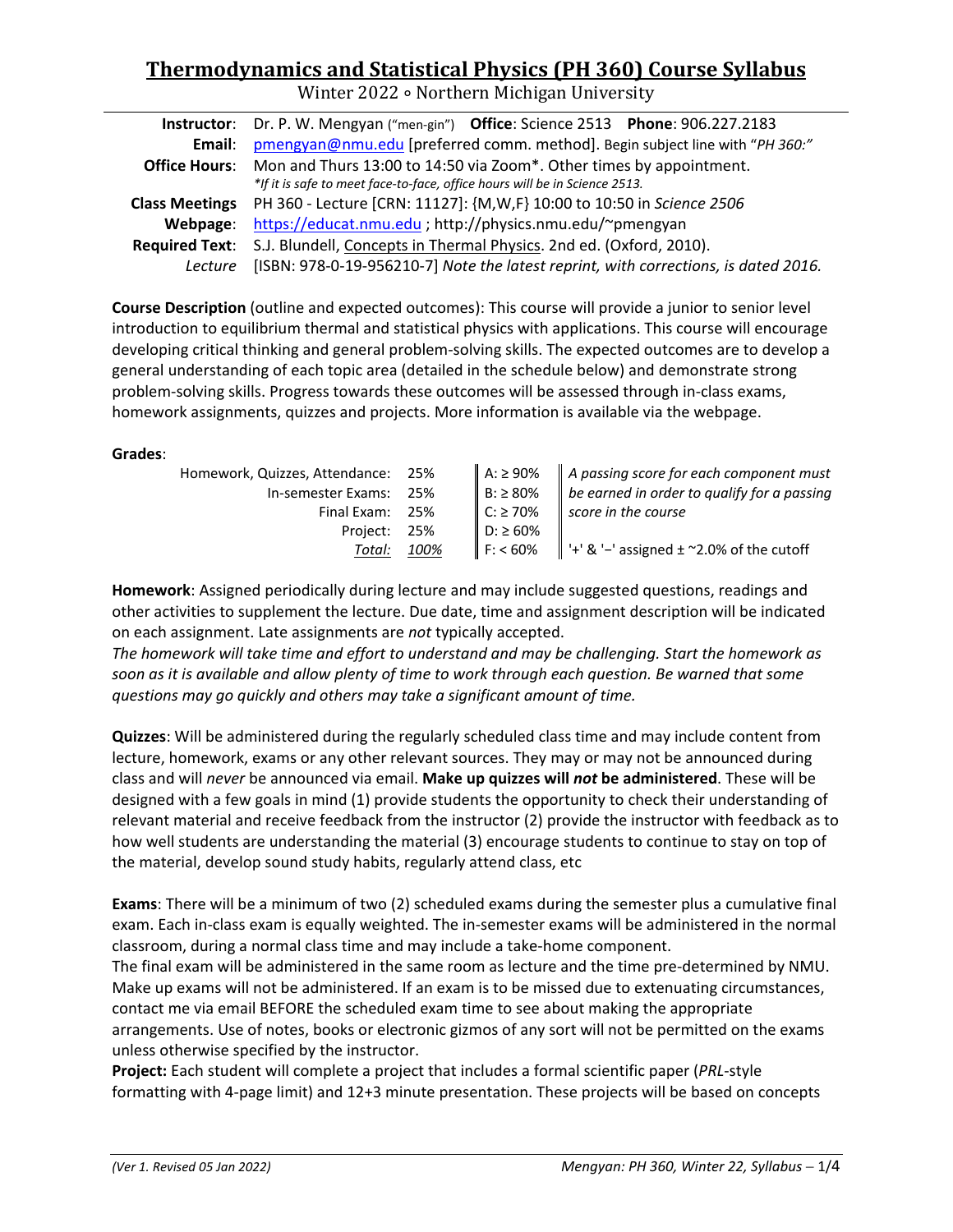# Thermodynamics and Statistical Physics (PH 360) Course Syllabus

Winter 2022 ∘ Northern Michigan University

| | |
|---|---|
| **Instructor**: | Dr. P. W. Mengyan ("men-gin") **Office**: Science 2513 **Phone**: 906.227.2183 |
| **Email**: | pmengyan@nmu.edu [preferred comm. method]. Begin subject line with "*PH 360:*" |
| **Office Hours**: | Mon and Thurs 13:00 to 14:50 via Zoom*. Other times by appointment. *\*If it is safe to meet face-to-face, office hours will be in Science 2513.* |
| **Class Meetings** | PH 360 - Lecture [CRN: 11127]: {M,W,F} 10:00 to 10:50 in *Science 2506* |
| **Webpage**: | https://educat.nmu.edu ; http://physics.nmu.edu/~pmengyan |
| **Required Text**: | S.J. Blundell, Concepts in Thermal Physics. 2nd ed. (Oxford, 2010). |
| *Lecture* | [ISBN: 978-0-19-956210-7] *Note the latest reprint, with corrections, is dated 2016.* |

**Course Description** (outline and expected outcomes): This course will provide a junior to senior level introduction to equilibrium thermal and statistical physics with applications. This course will encourage developing critical thinking and general problem-solving skills. The expected outcomes are to develop a general understanding of each topic area (detailed in the schedule below) and demonstrate strong problem-solving skills. Progress towards these outcomes will be assessed through in-class exams, homework assignments, quizzes and projects. More information is available via the webpage.

**Grades**:

| Component | Weight | Cutoff | Notes |
|---|---|---|---|
| Homework, Quizzes, Attendance: | 25% | A: ≥ 90% | *A passing score for each component must* |
| In-semester Exams: | 25% | B: ≥ 80% | *be earned in order to qualify for a passing* |
| Final Exam: | 25% | C: ≥ 70% | *score in the course* |
| Project: | 25% | D: ≥ 60% | |
| *Total:* | *100%* | F: < 60% | '+' & '−' assigned ± ~2.0% of the cutoff |

**Homework**: Assigned periodically during lecture and may include suggested questions, readings and other activities to supplement the lecture. Due date, time and assignment description will be indicated on each assignment. Late assignments are *not* typically accepted.
*The homework will take time and effort to understand and may be challenging. Start the homework as soon as it is available and allow plenty of time to work through each question. Be warned that some questions may go quickly and others may take a significant amount of time.*

**Quizzes**: Will be administered during the regularly scheduled class time and may include content from lecture, homework, exams or any other relevant sources. They may or may not be announced during class and will *never* be announced via email. **Make up quizzes will *not* be administered**. These will be designed with a few goals in mind (1) provide students the opportunity to check their understanding of relevant material and receive feedback from the instructor (2) provide the instructor with feedback as to how well students are understanding the material (3) encourage students to continue to stay on top of the material, develop sound study habits, regularly attend class, etc

**Exams**: There will be a minimum of two (2) scheduled exams during the semester plus a cumulative final exam. Each in-class exam is equally weighted. The in-semester exams will be administered in the normal classroom, during a normal class time and may include a take-home component.
The final exam will be administered in the same room as lecture and the time pre-determined by NMU. Make up exams will not be administered. If an exam is to be missed due to extenuating circumstances, contact me via email BEFORE the scheduled exam time to see about making the appropriate arrangements. Use of notes, books or electronic gizmos of any sort will not be permitted on the exams unless otherwise specified by the instructor.
**Project:** Each student will complete a project that includes a formal scientific paper (*PRL*-style formatting with 4-page limit) and 12+3 minute presentation. These projects will be based on concepts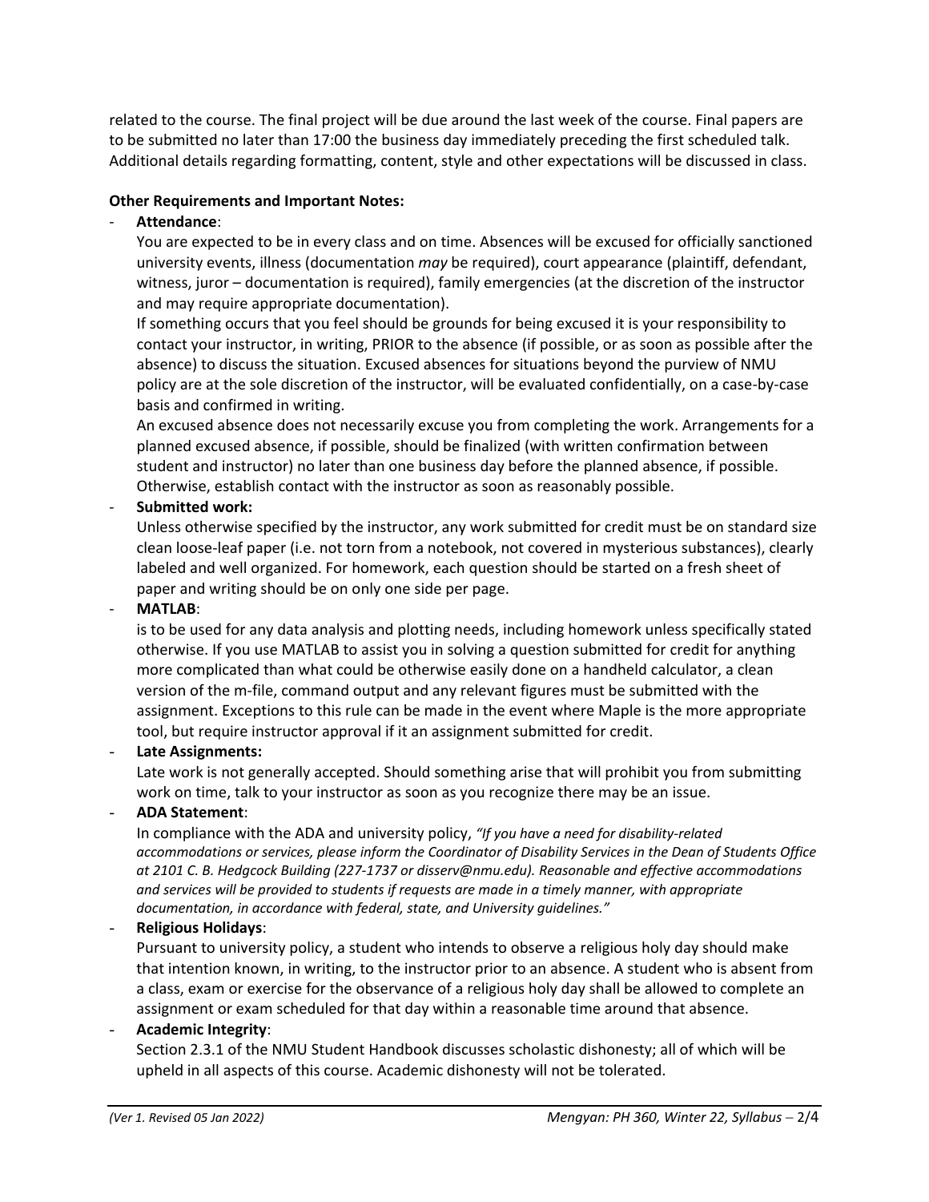related to the course. The final project will be due around the last week of the course. Final papers are to be submitted no later than 17:00 the business day immediately preceding the first scheduled talk. Additional details regarding formatting, content, style and other expectations will be discussed in class.

**Other Requirements and Important Notes:**

- **Attendance**:
  You are expected to be in every class and on time. Absences will be excused for officially sanctioned university events, illness (documentation *may* be required), court appearance (plaintiff, defendant, witness, juror – documentation is required), family emergencies (at the discretion of the instructor and may require appropriate documentation).
  If something occurs that you feel should be grounds for being excused it is your responsibility to contact your instructor, in writing, PRIOR to the absence (if possible, or as soon as possible after the absence) to discuss the situation. Excused absences for situations beyond the purview of NMU policy are at the sole discretion of the instructor, will be evaluated confidentially, on a case-by-case basis and confirmed in writing.
  An excused absence does not necessarily excuse you from completing the work. Arrangements for a planned excused absence, if possible, should be finalized (with written confirmation between student and instructor) no later than one business day before the planned absence, if possible. Otherwise, establish contact with the instructor as soon as reasonably possible.
- **Submitted work:**
  Unless otherwise specified by the instructor, any work submitted for credit must be on standard size clean loose-leaf paper (i.e. not torn from a notebook, not covered in mysterious substances), clearly labeled and well organized. For homework, each question should be started on a fresh sheet of paper and writing should be on only one side per page.
- **MATLAB**:
  is to be used for any data analysis and plotting needs, including homework unless specifically stated otherwise. If you use MATLAB to assist you in solving a question submitted for credit for anything more complicated than what could be otherwise easily done on a handheld calculator, a clean version of the m-file, command output and any relevant figures must be submitted with the assignment. Exceptions to this rule can be made in the event where Maple is the more appropriate tool, but require instructor approval if it an assignment submitted for credit.
- **Late Assignments:**
  Late work is not generally accepted. Should something arise that will prohibit you from submitting work on time, talk to your instructor as soon as you recognize there may be an issue.
- **ADA Statement**:
  In compliance with the ADA and university policy, *"If you have a need for disability-related accommodations or services, please inform the Coordinator of Disability Services in the Dean of Students Office at 2101 C. B. Hedgcock Building (227-1737 or disserv@nmu.edu). Reasonable and effective accommodations and services will be provided to students if requests are made in a timely manner, with appropriate documentation, in accordance with federal, state, and University guidelines."*
- **Religious Holidays**:
  Pursuant to university policy, a student who intends to observe a religious holy day should make that intention known, in writing, to the instructor prior to an absence. A student who is absent from a class, exam or exercise for the observance of a religious holy day shall be allowed to complete an assignment or exam scheduled for that day within a reasonable time around that absence.
- **Academic Integrity**:
  Section 2.3.1 of the NMU Student Handbook discusses scholastic dishonesty; all of which will be upheld in all aspects of this course. Academic dishonesty will not be tolerated.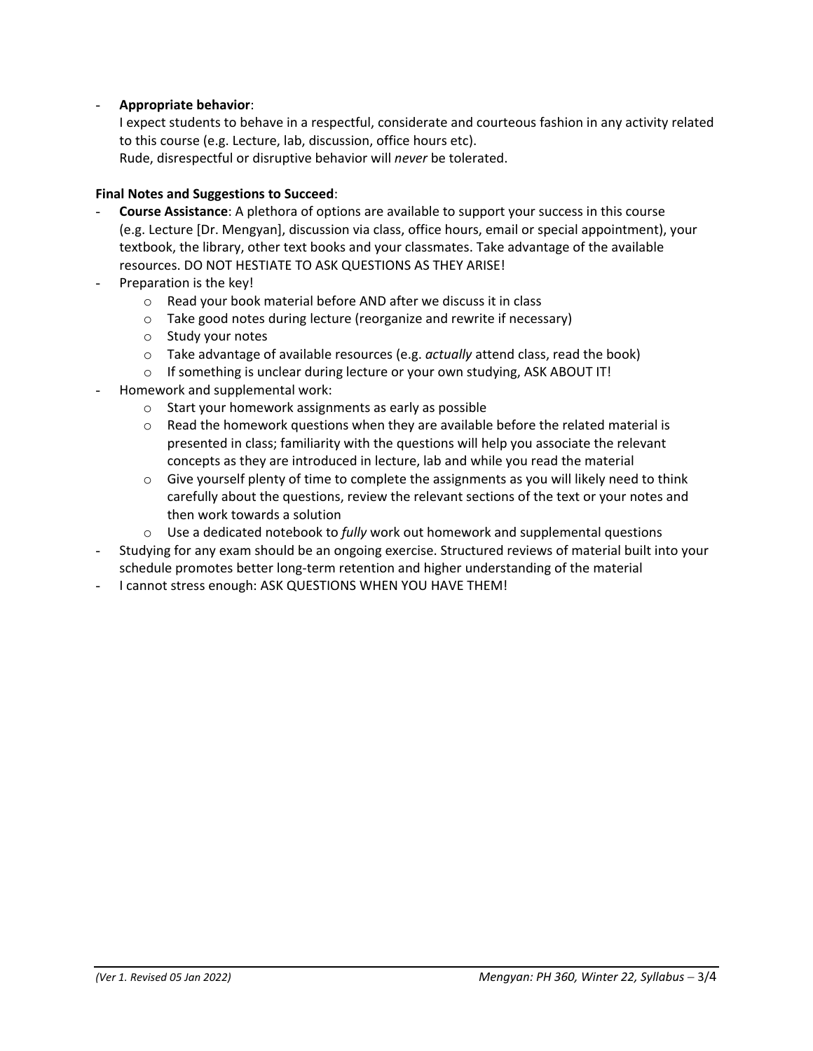- **Appropriate behavior**:
  I expect students to behave in a respectful, considerate and courteous fashion in any activity related to this course (e.g. Lecture, lab, discussion, office hours etc).
  Rude, disrespectful or disruptive behavior will *never* be tolerated.

**Final Notes and Suggestions to Succeed**:

- **Course Assistance**: A plethora of options are available to support your success in this course (e.g. Lecture [Dr. Mengyan], discussion via class, office hours, email or special appointment), your textbook, the library, other text books and your classmates. Take advantage of the available resources. DO NOT HESTIATE TO ASK QUESTIONS AS THEY ARISE!
- Preparation is the key!
  - Read your book material before AND after we discuss it in class
  - Take good notes during lecture (reorganize and rewrite if necessary)
  - Study your notes
  - Take advantage of available resources (e.g. *actually* attend class, read the book)
  - If something is unclear during lecture or your own studying, ASK ABOUT IT!
- Homework and supplemental work:
  - Start your homework assignments as early as possible
  - Read the homework questions when they are available before the related material is presented in class; familiarity with the questions will help you associate the relevant concepts as they are introduced in lecture, lab and while you read the material
  - Give yourself plenty of time to complete the assignments as you will likely need to think carefully about the questions, review the relevant sections of the text or your notes and then work towards a solution
  - Use a dedicated notebook to *fully* work out homework and supplemental questions
- Studying for any exam should be an ongoing exercise. Structured reviews of material built into your schedule promotes better long-term retention and higher understanding of the material
- I cannot stress enough: ASK QUESTIONS WHEN YOU HAVE THEM!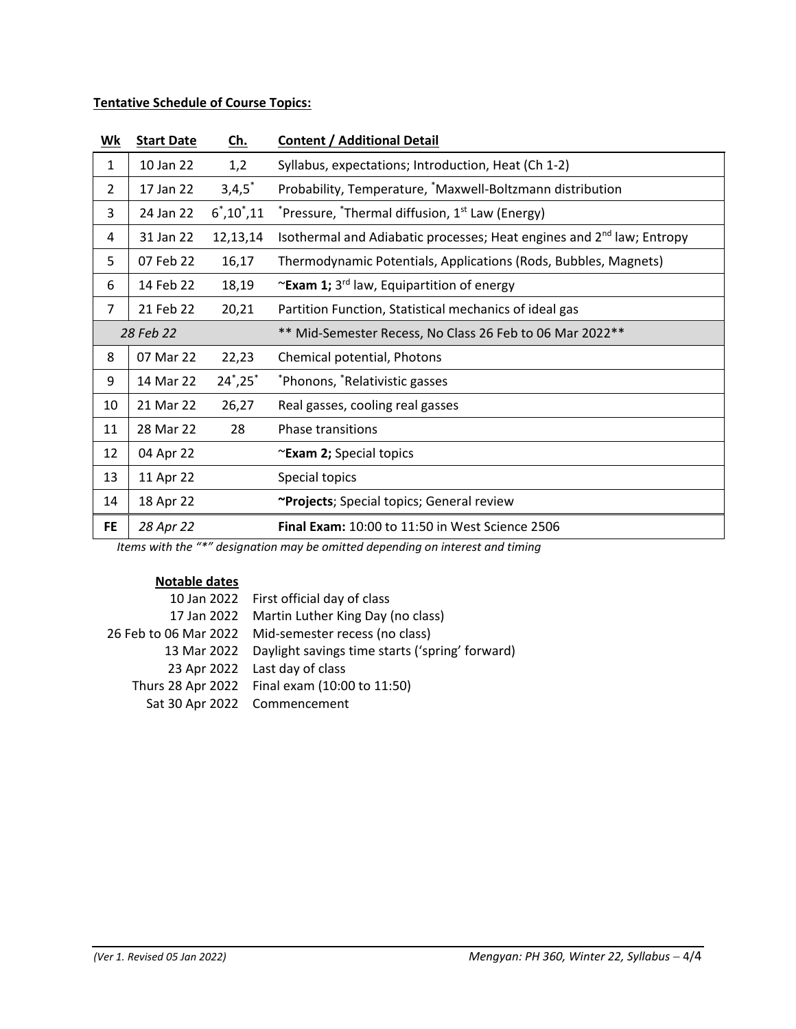**Tentative Schedule of Course Topics:**

| Wk | Start Date | Ch. | Content / Additional Detail |
|---|---|---|---|
| 1 | 10 Jan 22 | 1,2 | Syllabus, expectations; Introduction, Heat (Ch 1-2) |
| 2 | 17 Jan 22 | 3,4,5* | Probability, Temperature, *Maxwell-Boltzmann distribution |
| 3 | 24 Jan 22 | 6*,10*,11 | *Pressure, *Thermal diffusion, 1st Law (Energy) |
| 4 | 31 Jan 22 | 12,13,14 | Isothermal and Adiabatic processes; Heat engines and 2nd law; Entropy |
| 5 | 07 Feb 22 | 16,17 | Thermodynamic Potentials, Applications (Rods, Bubbles, Magnets) |
| 6 | 14 Feb 22 | 18,19 | ~**Exam 1;** 3rd law, Equipartition of energy |
| 7 | 21 Feb 22 | 20,21 | Partition Function, Statistical mechanics of ideal gas |
| | *28 Feb 22* | | ** Mid-Semester Recess, No Class 26 Feb to 06 Mar 2022** |
| 8 | 07 Mar 22 | 22,23 | Chemical potential, Photons |
| 9 | 14 Mar 22 | 24*,25* | *Phonons, *Relativistic gasses |
| 10 | 21 Mar 22 | 26,27 | Real gasses, cooling real gasses |
| 11 | 28 Mar 22 | 28 | Phase transitions |
| 12 | 04 Apr 22 | | ~**Exam 2;** Special topics |
| 13 | 11 Apr 22 | | Special topics |
| 14 | 18 Apr 22 | | **~Projects**; Special topics; General review |
| **FE** | *28 Apr 22* | | **Final Exam:** 10:00 to 11:50 in West Science 2506 |

*Items with the "*" designation may be omitted depending on interest and timing*

**Notable dates**

| | |
|---|---|
| 10 Jan 2022 | First official day of class |
| 17 Jan 2022 | Martin Luther King Day (no class) |
| 26 Feb to 06 Mar 2022 | Mid-semester recess (no class) |
| 13 Mar 2022 | Daylight savings time starts ('spring' forward) |
| 23 Apr 2022 | Last day of class |
| Thurs 28 Apr 2022 | Final exam (10:00 to 11:50) |
| Sat 30 Apr 2022 | Commencement |